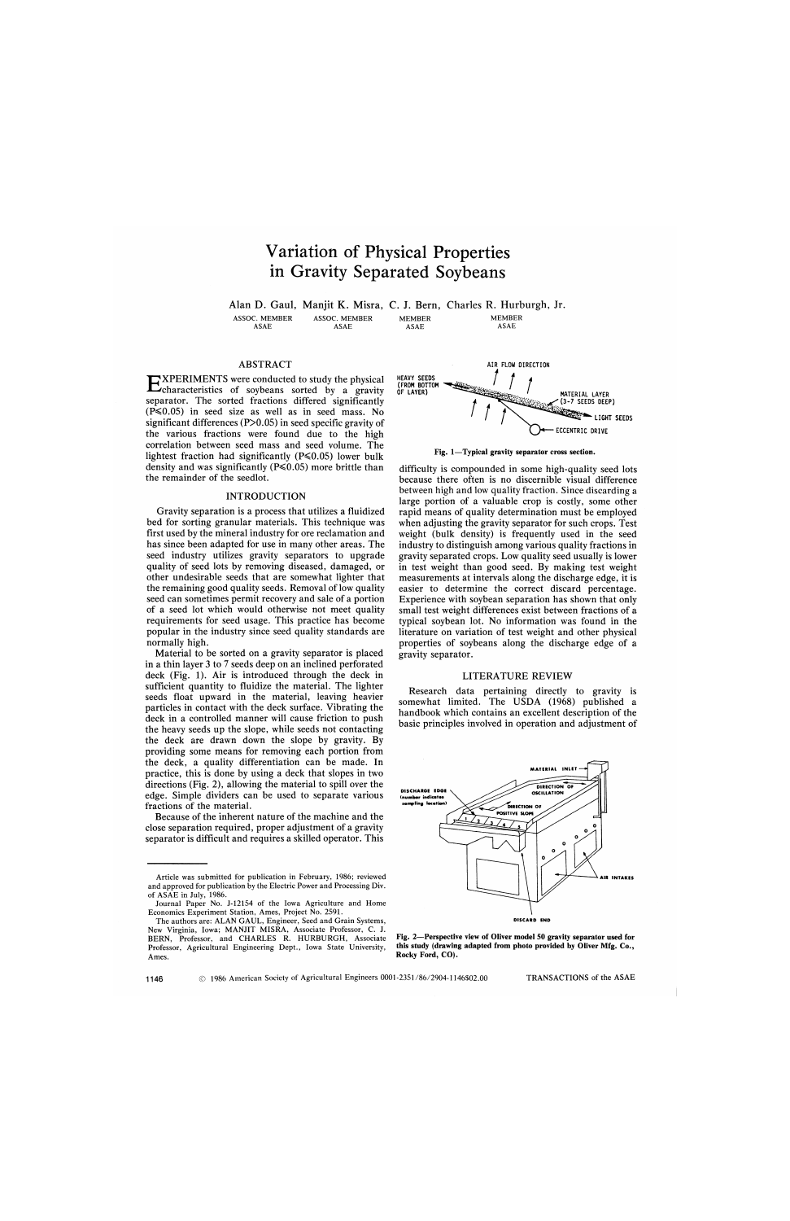# Variation of Physical Properties in Gravity Separated Soybeans

Alan D. Gaul, Manjit K. Misra, C. J. Bern, Charles R. Hurburgh, Jr.

ASSOC. MEMBER ASAE | ASSOC. MEMBER ASAE | MEMBER ASAE | MEMBER ASAE

## ABSTRACT

EXPERIMENTS were conducted to study the physical characteristics of soybeans sorted by a gravity separator. The sorted fractions differed significantly ($P \leq 0.05$) in seed size as well as in seed mass. No significant differences ($P > 0.05$) in seed specific gravity of the various fractions were found due to the high correlation between seed mass and seed volume. The lightest fraction had significantly ($P \leq 0.05$) lower bulk density and was significantly ($P \leq 0.05$) more brittle than the remainder of the seedlot.

## INTRODUCTION

Gravity separation is a process that utilizes a fluidized bed for sorting granular materials. This technique was first used by the mineral industry for ore reclamation and has since been adapted for use in many other areas. The seed industry utilizes gravity separators to upgrade quality of seed lots by removing diseased, damaged, or other undesirable seeds that are somewhat lighter that the remaining good quality seeds. Removal of low quality seed can sometimes permit recovery and sale of a portion of a seed lot which would otherwise not meet quality requirements for seed usage. This practice has become popular in the industry since seed quality standards are normally high.

Material to be sorted on a gravity separator is placed in a thin layer 3 to 7 seeds deep on an inclined perforated deck (Fig. 1). Air is introduced through the deck in sufficient quantity to fluidize the material. The lighter seeds float upward in the material, leaving heavier particles in contact with the deck surface. Vibrating the deck in a controlled manner will cause friction to push the heavy seeds up the slope, while seeds not contacting the deck are drawn down the slope by gravity. By providing some means for removing each portion from the deck, a quality differentiation can be made. In practice, this is done by using a deck that slopes in two directions (Fig. 2), allowing the material to spill over the edge. Simple dividers can be used to separate various fractions of the material.

Because of the inherent nature of the machine and the close separation required, proper adjustment of a gravity separator is difficult and requires a skilled operator. This difficulty is compounded in some high-quality seed lots because there often is no discernible visual difference between high and low quality fraction. Since discarding a large portion of a valuable crop is costly, some other rapid means of quality determination must be employed when adjusting the gravity separator for such crops. Test weight (bulk density) is frequently used in the seed industry to distinguish among various quality fractions in gravity separated crops. Low quality seed usually is lower in test weight than good seed. By making test weight measurements at intervals along the discharge edge, it is easier to determine the correct discard percentage. Experience with soybean separation has shown that only small test weight differences exist between fractions of a typical soybean lot. No information was found in the literature on variation of test weight and other physical properties of soybeans along the discharge edge of a gravity separator.

Fig. 1—Typical gravity separator cross section.

## LITERATURE REVIEW

Research data pertaining directly to gravity is somewhat limited. The USDA (1968) published a handbook which contains an excellent description of the basic principles involved in operation and adjustment of

Fig. 2—Perspective view of Oliver model 50 gravity separator used for this study (drawing adapted from photo provided by Oliver Mfg. Co., Rocky Ford, CO).

---

Article was submitted for publication in February, 1986; reviewed and approved for publication by the Electric Power and Processing Div. of ASAE in July, 1986.

Journal Paper No. J-12154 of the Iowa Agriculture and Home Economics Experiment Station, Ames, Project No. 2591.

The authors are: ALAN GAUL, Engineer, Seed and Grain Systems, New Virginia, Iowa; MANJIT MISRA, Associate Professor, C. J. BERN, Professor, and CHARLES R. HURBURGH, Associate Professor, Agricultural Engineering Dept., Iowa State University, Ames.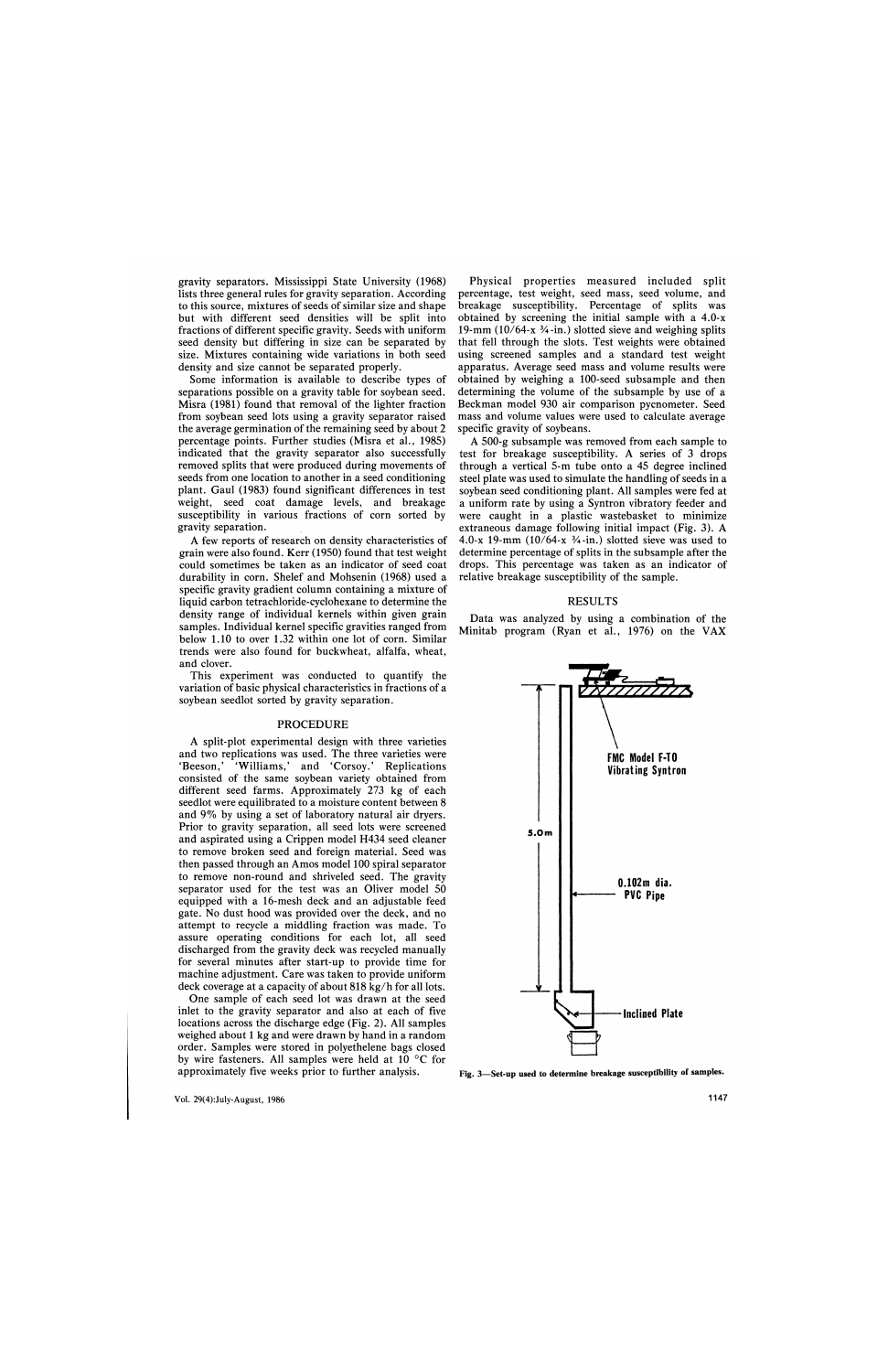gravity separators. Mississippi State University (1968) lists three general rules for gravity separation. According to this source, mixtures of seeds of similar size and shape but with different seed densities will be split into fractions of different specific gravity. Seeds with uniform seed density but differing in size can be separated by size. Mixtures containing wide variations in both seed density and size cannot be separated properly.

Some information is available to describe types of separations possible on a gravity table for soybean seed. Misra (1981) found that removal of the lighter fraction from soybean seed lots using a gravity separator raised the average germination of the remaining seed by about 2 percentage points. Further studies (Misra et al., 1985) indicated that the gravity separator also successfully removed splits that were produced during movements of seeds from one location to another in a seed conditioning plant. Gaul (1983) found significant differences in test weight, seed coat damage levels, and breakage susceptibility in various fractions of corn sorted by gravity separation.

A few reports of research on density characteristics of grain were also found. Kerr (1950) found that test weight could sometimes be taken as an indicator of seed coat durability in corn. Shelef and Mohsenin (1968) used a specific gravity gradient column containing a mixture of liquid carbon tetrachloride-cyclohexane to determine the density range of individual kernels within given grain samples. Individual kernel specific gravities ranged from below 1.10 to over 1.32 within one lot of corn. Similar trends were also found for buckwheat, alfalfa, wheat, and clover.

This experiment was conducted to quantify the variation of basic physical characteristics in fractions of a soybean seedlot sorted by gravity separation.

## PROCEDURE

A split-plot experimental design with three varieties and two replications was used. The three varieties were 'Beeson,' 'Williams,' and 'Corsoy.' Replications consisted of the same soybean variety obtained from different seed farms. Approximately 273 kg of each seedlot were equilibrated to a moisture content between 8 and 9% by using a set of laboratory natural air dryers. Prior to gravity separation, all seed lots were screened and aspirated using a Crippen model H434 seed cleaner to remove broken seed and foreign material. Seed was then passed through an Amos model 100 spiral separator to remove non-round and shriveled seed. The gravity separator used for the test was an Oliver model 50 equipped with a 16-mesh deck and an adjustable feed gate. No dust hood was provided over the deck, and no attempt to recycle a middling fraction was made. To assure operating conditions for each lot, all seed discharged from the gravity deck was recycled manually for several minutes after start-up to provide time for machine adjustment. Care was taken to provide uniform deck coverage at a capacity of about 818 kg/h for all lots.

One sample of each seed lot was drawn at the seed inlet to the gravity separator and also at each of five locations across the discharge edge (Fig. 2). All samples weighed about 1 kg and were drawn by hand in a random order. Samples were stored in polyethelene bags closed by wire fasteners. All samples were held at 10 °C for approximately five weeks prior to further analysis.

Physical properties measured included split percentage, test weight, seed mass, seed volume, and breakage susceptibility. Percentage of splits was obtained by screening the initial sample with a 4.0-x 19-mm (10/64-x ¾-in.) slotted sieve and weighing splits that fell through the slots. Test weights were obtained using screened samples and a standard test weight apparatus. Average seed mass and volume results were obtained by weighing a 100-seed subsample and then determining the volume of the subsample by use of a Beckman model 930 air comparison pycnometer. Seed mass and volume values were used to calculate average specific gravity of soybeans.

A 500-g subsample was removed from each sample to test for breakage susceptibility. A series of 3 drops through a vertical 5-m tube onto a 45 degree inclined steel plate was used to simulate the handling of seeds in a soybean seed conditioning plant. All samples were fed at a uniform rate by using a Syntron vibratory feeder and were caught in a plastic wastebasket to minimize extraneous damage following initial impact (Fig. 3). A 4.0-x 19-mm (10/64-x ¾-in.) slotted sieve was used to determine percentage of splits in the subsample after the drops. This percentage was taken as an indicator of relative breakage susceptibility of the sample.

## RESULTS

Data was analyzed by using a combination of the Minitab program (Ryan et al., 1976) on the VAX

Fig. 3—Set-up used to determine breakage susceptibility of samples.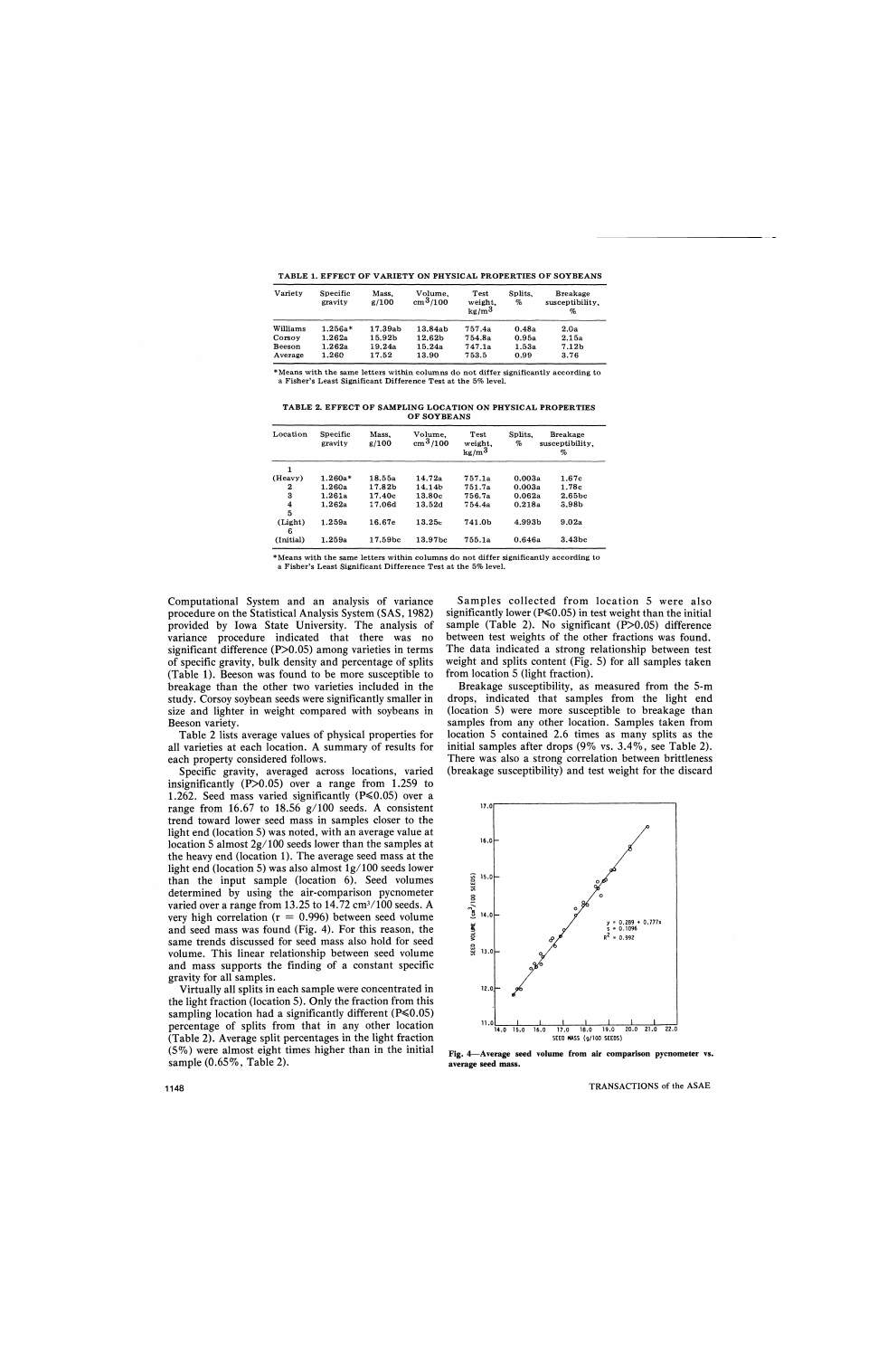**TABLE 1. EFFECT OF VARIETY ON PHYSICAL PROPERTIES OF SOYBEANS**

| Variety | Specific gravity | Mass, g/100 | Volume, cm$^3$/100 | Test weight, kg/m$^3$ | Splits, % | Breakage susceptibility, % |
|---|---|---|---|---|---|---|
| Williams | 1.256a* | 17.39ab | 13.84ab | 757.4a | 0.48a | 2.0a |
| Corsoy | 1.262a | 15.92b | 12.62b | 754.8a | 0.95a | 2.15a |
| Beeson | 1.262a | 19.24a | 15.24a | 747.1a | 1.53a | 7.12b |
| Average | 1.260 | 17.52 | 13.90 | 753.5 | 0.99 | 3.76 |

*Means with the same letters within columns do not differ significantly according to a Fisher's Least Significant Difference Test at the 5% level.

**TABLE 2. EFFECT OF SAMPLING LOCATION ON PHYSICAL PROPERTIES OF SOYBEANS**

| Location | Specific gravity | Mass, g/100 | Volume, cm$^3$/100 | Test weight, kg/m$^3$ | Splits, % | Breakage susceptibility, % |
|---|---|---|---|---|---|---|
| 1 (Heavy) | 1.260a* | 18.55a | 14.72a | 757.1a | 0.003a | 1.67c |
| 2 | 1.260a | 17.82b | 14.14b | 751.7a | 0.003a | 1.78c |
| 3 | 1.261a | 17.40c | 13.80c | 756.7a | 0.062a | 2.65bc |
| 4 | 1.262a | 17.06d | 13.52d | 754.4a | 0.218a | 3.98b |
| 5 (Light) | 1.259a | 16.67e | 13.25e | 741.0b | 4.993b | 9.02a |
| 6 (Initial) | 1.259a | 17.59bc | 13.97bc | 755.1a | 0.646a | 3.43bc |

*Means with the same letters within columns do not differ significantly according to a Fisher's Least Significant Difference Test at the 5% level.

Computational System and an analysis of variance procedure on the Statistical Analysis System (SAS, 1982) provided by Iowa State University. The analysis of variance procedure indicated that there was no significant difference (P>0.05) among varieties in terms of specific gravity, bulk density and percentage of splits (Table 1). Beeson was found to be more susceptible to breakage than the other two varieties included in the study. Corsoy soybean seeds were significantly smaller in size and lighter in weight compared with soybeans in Beeson variety.

Table 2 lists average values of physical properties for all varieties at each location. A summary of results for each property considered follows.

Specific gravity, averaged across locations, varied insignificantly (P>0.05) over a range from 1.259 to 1.262. Seed mass varied significantly (P≤0.05) over a range from 16.67 to 18.56 g/100 seeds. A consistent trend toward lower seed mass in samples closer to the light end (location 5) was noted, with an average value at location 5 almost 2g/100 seeds lower than the samples at the heavy end (location 1). The average seed mass at the light end (location 5) was also almost 1g/100 seeds lower than the input sample (location 6). Seed volumes determined by using the air-comparison pycnometer varied over a range from 13.25 to 14.72 cm$^3$/100 seeds. A very high correlation (r = 0.996) between seed volume and seed mass was found (Fig. 4). For this reason, the same trends discussed for seed mass also hold for seed volume. This linear relationship between seed volume and mass supports the finding of a constant specific gravity for all samples.

Virtually all splits in each sample were concentrated in the light fraction (location 5). Only the fraction from this sampling location had a significantly different (P≤0.05) percentage of splits from that in any other location (Table 2). Average split percentages in the light fraction (5%) were almost eight times higher than in the initial sample (0.65%, Table 2).

Samples collected from location 5 were also significantly lower (P≤0.05) in test weight than the initial sample (Table 2). No significant (P>0.05) difference between test weights of the other fractions was found. The data indicated a strong relationship between test weight and splits content (Fig. 5) for all samples taken from location 5 (light fraction).

Breakage susceptibility, as measured from the 5-m drops, indicated that samples from the light end (location 5) were more susceptible to breakage than samples from any other location. Samples taken from location 5 contained 2.6 times as many splits as the initial samples after drops (9% vs. 3.4%, see Table 2). There was also a strong correlation between brittleness (breakage susceptibility) and test weight for the discard

Fig. 4—Average seed volume from air comparison pycnometer vs. average seed mass.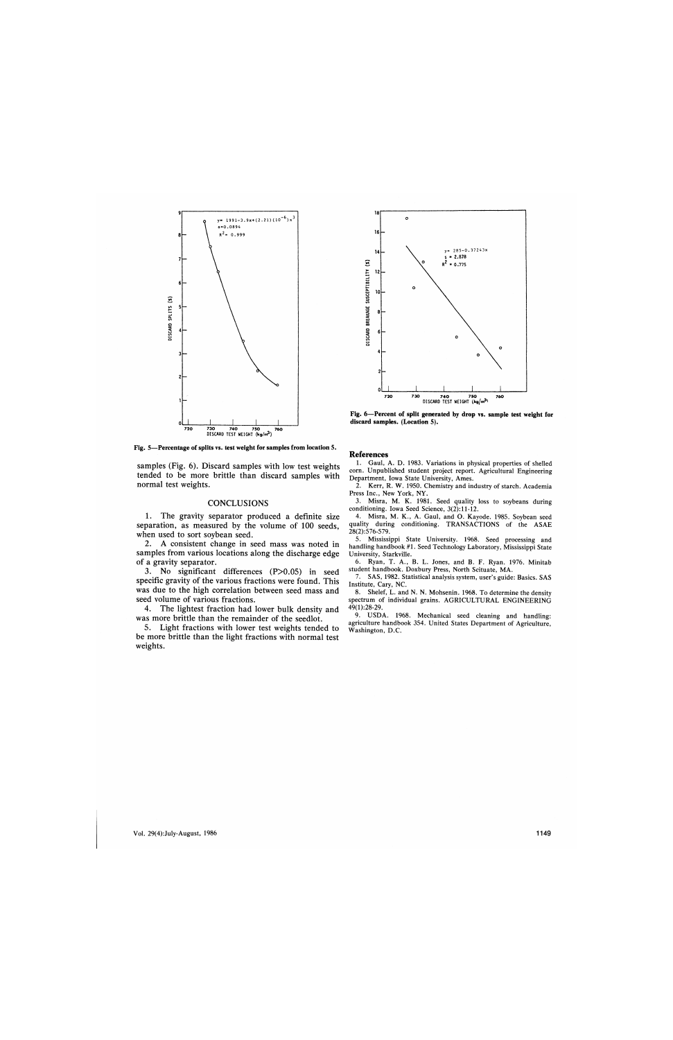$y = 1991 - 3.9x + (2.21)(10^{-6})x^3$

$s = 0.0894$

$R^2 = 0.999$

DISCARD SPLITS (%)

9
8
7
6
5
4
3
2
1
0

720 730 740 750 760

DISCARD TEST WEIGHT (kg/m³)

**Fig. 5—Percentage of splits vs. test weight for samples from location 5.**

samples (Fig. 6). Discard samples with low test weights tended to be more brittle than discard samples with normal test weights.

## CONCLUSIONS

1. The gravity separator produced a definite size separation, as measured by the volume of 100 seeds, when used to sort soybean seed.

2. A consistent change in seed mass was noted in samples from various locations along the discharge edge of a gravity separator.

3. No significant differences ($P>0.05$) in seed specific gravity of the various fractions were found. This was due to the high correlation between seed mass and seed volume of various fractions.

4. The lightest fraction had lower bulk density and was more brittle than the remainder of the seedlot.

5. Light fractions with lower test weights tended to be more brittle than the light fractions with normal test weights.

$y = 285 - 0.37243x$

$s = 2.878$

$R^2 = 0.775$

DISCARD BREAKAGE SUSCEPTIBILITY (%)

18
16
14
12
10
8
6
4
2
0

720 730 740 750 760

DISCARD TEST WEIGHT (kg/m³)

**Fig. 6—Percent of split generated by drop vs. sample test weight for discard samples. (Location 5).**

## References

1. Gaul, A. D. 1983. Variations in physical properties of shelled corn. Unpublished student project report. Agricultural Engineering Department, Iowa State University, Ames.
2. Kerr, R. W. 1950. Chemistry and industry of starch. Academia Press Inc., New York, NY.
3. Misra, M. K. 1981. Seed quality loss to soybeans during conditioning. Iowa Seed Science, 3(2):11-12.
4. Misra, M. K., A. Gaul, and O. Kayode. 1985. Soybean seed quality during conditioning. TRANSACTIONS of the ASAE 28(2):576-579.
5. Mississippi State University. 1968. Seed processing and handling handbook #1. Seed Technology Laboratory, Mississippi State University, Starkville.
6. Ryan, T. A., B. L. Jones, and B. F. Ryan. 1976. Minitab student handbook. Doxbury Press, North Scituate, MA.
7. SAS, 1982. Statistical analysis system, user's guide: Basics. SAS Institute, Cary, NC.
8. Shelef, L. and N. N. Mohsenin. 1968. To determine the density spectrum of individual grains. AGRICULTURAL ENGINEERING 49(1):28-29.
9. USDA. 1968. Mechanical seed cleaning and handling: agriculture handbook 354. United States Department of Agriculture, Washington, D.C.